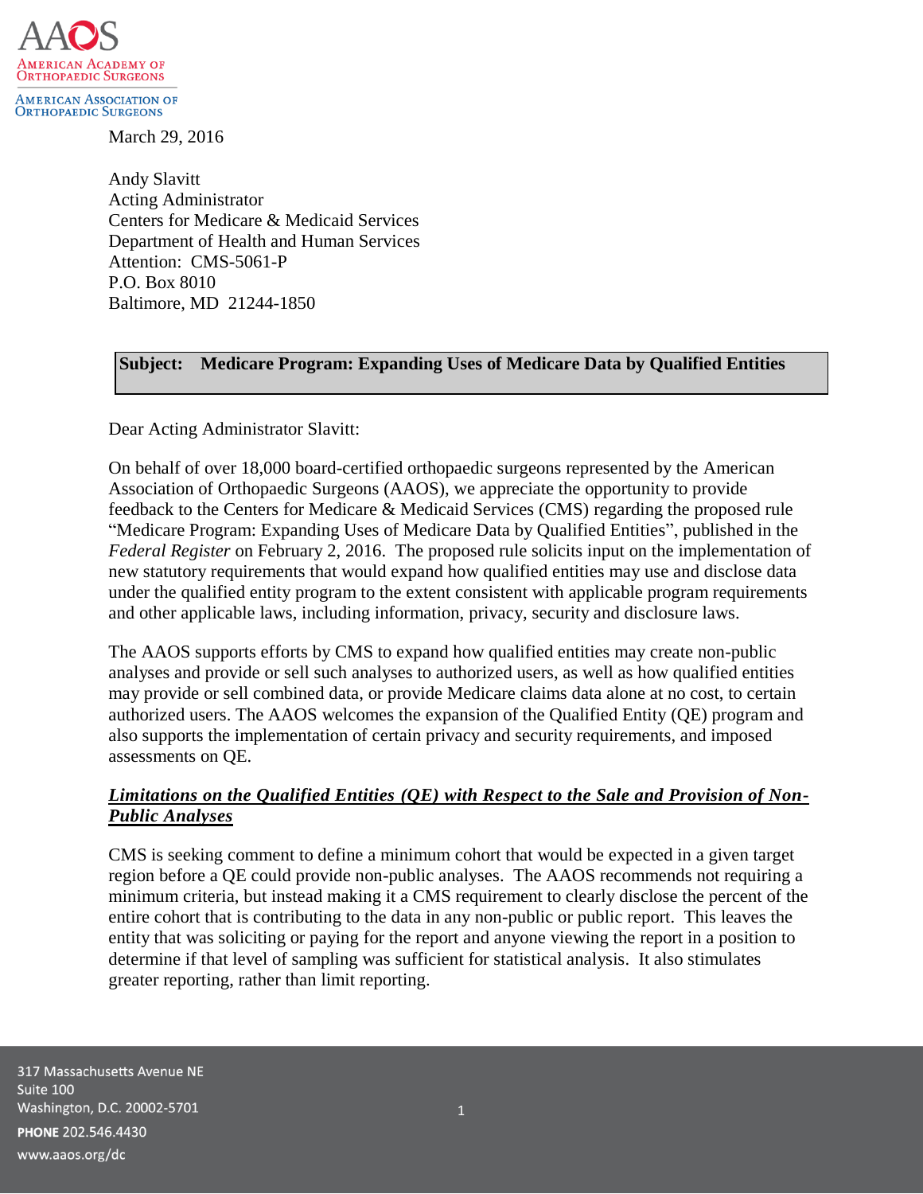AAOS

American Academy of Orthopaedic Surgeons

American Association of Orthopaedic Surgeons

March 29, 2016

Andy Slavitt
Acting Administrator
Centers for Medicare & Medicaid Services
Department of Health and Human Services
Attention: CMS-5061-P
P.O. Box 8010
Baltimore, MD 21244-1850

**Subject: Medicare Program: Expanding Uses of Medicare Data by Qualified Entities**

Dear Acting Administrator Slavitt:

On behalf of over 18,000 board-certified orthopaedic surgeons represented by the American Association of Orthopaedic Surgeons (AAOS), we appreciate the opportunity to provide feedback to the Centers for Medicare & Medicaid Services (CMS) regarding the proposed rule "Medicare Program: Expanding Uses of Medicare Data by Qualified Entities", published in the *Federal Register* on February 2, 2016. The proposed rule solicits input on the implementation of new statutory requirements that would expand how qualified entities may use and disclose data under the qualified entity program to the extent consistent with applicable program requirements and other applicable laws, including information, privacy, security and disclosure laws.

The AAOS supports efforts by CMS to expand how qualified entities may create non-public analyses and provide or sell such analyses to authorized users, as well as how qualified entities may provide or sell combined data, or provide Medicare claims data alone at no cost, to certain authorized users. The AAOS welcomes the expansion of the Qualified Entity (QE) program and also supports the implementation of certain privacy and security requirements, and imposed assessments on QE.

***Limitations on the Qualified Entities (QE) with Respect to the Sale and Provision of Non-Public Analyses***

CMS is seeking comment to define a minimum cohort that would be expected in a given target region before a QE could provide non-public analyses. The AAOS recommends not requiring a minimum criteria, but instead making it a CMS requirement to clearly disclose the percent of the entire cohort that is contributing to the data in any non-public or public report. This leaves the entity that was soliciting or paying for the report and anyone viewing the report in a position to determine if that level of sampling was sufficient for statistical analysis. It also stimulates greater reporting, rather than limit reporting.

317 Massachusetts Avenue NE
Suite 100
Washington, D.C. 20002-5701
**PHONE** 202.546.4430
www.aaos.org/dc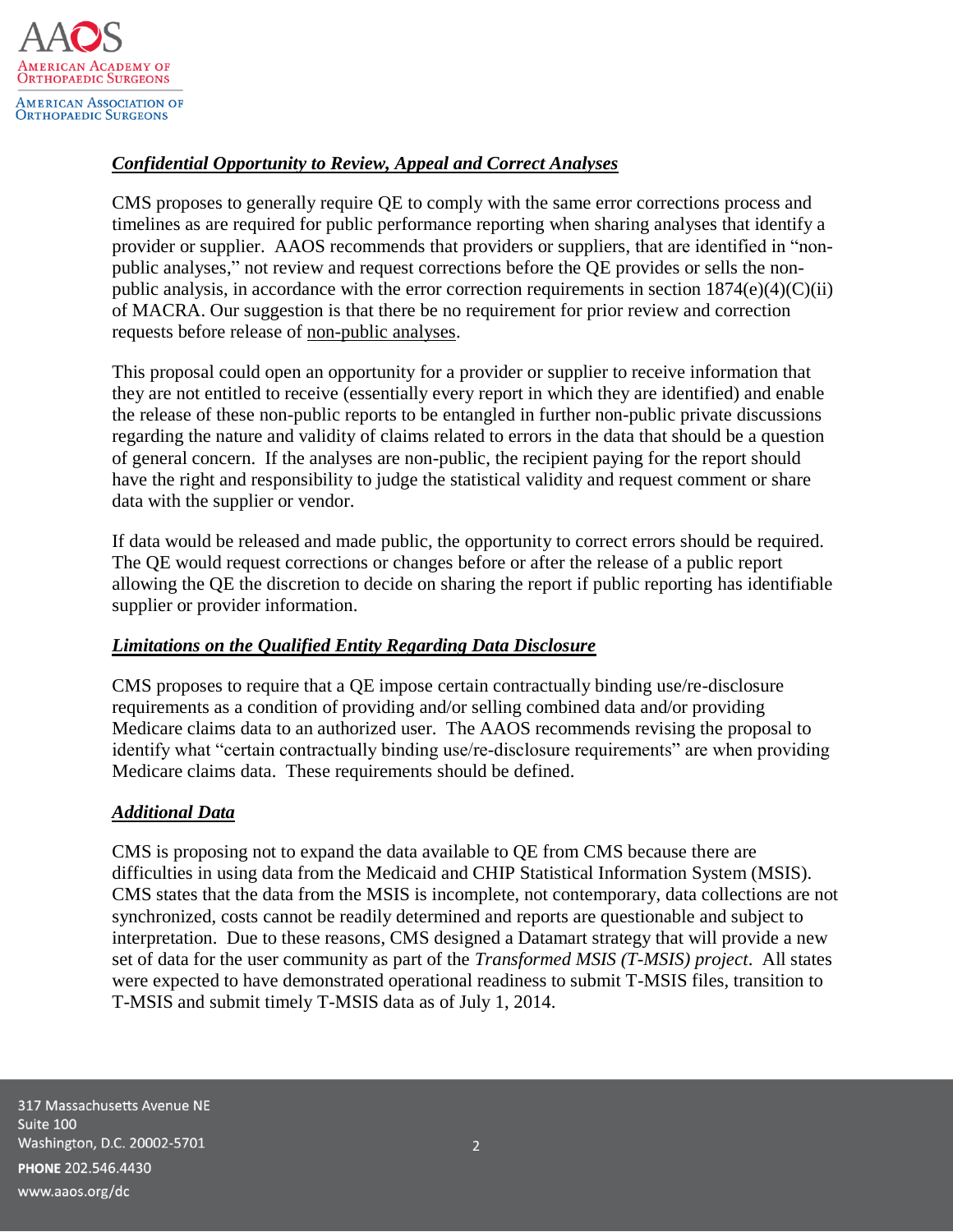***Confidential Opportunity to Review, Appeal and Correct Analyses***

CMS proposes to generally require QE to comply with the same error corrections process and timelines as are required for public performance reporting when sharing analyses that identify a provider or supplier. AAOS recommends that providers or suppliers, that are identified in "non-public analyses," not review and request corrections before the QE provides or sells the non-public analysis, in accordance with the error correction requirements in section 1874(e)(4)(C)(ii) of MACRA. Our suggestion is that there be no requirement for prior review and correction requests before release of non-public analyses.

This proposal could open an opportunity for a provider or supplier to receive information that they are not entitled to receive (essentially every report in which they are identified) and enable the release of these non-public reports to be entangled in further non-public private discussions regarding the nature and validity of claims related to errors in the data that should be a question of general concern. If the analyses are non-public, the recipient paying for the report should have the right and responsibility to judge the statistical validity and request comment or share data with the supplier or vendor.

If data would be released and made public, the opportunity to correct errors should be required. The QE would request corrections or changes before or after the release of a public report allowing the QE the discretion to decide on sharing the report if public reporting has identifiable supplier or provider information.

***Limitations on the Qualified Entity Regarding Data Disclosure***

CMS proposes to require that a QE impose certain contractually binding use/re-disclosure requirements as a condition of providing and/or selling combined data and/or providing Medicare claims data to an authorized user. The AAOS recommends revising the proposal to identify what "certain contractually binding use/re-disclosure requirements" are when providing Medicare claims data. These requirements should be defined.

***Additional Data***

CMS is proposing not to expand the data available to QE from CMS because there are difficulties in using data from the Medicaid and CHIP Statistical Information System (MSIS). CMS states that the data from the MSIS is incomplete, not contemporary, data collections are not synchronized, costs cannot be readily determined and reports are questionable and subject to interpretation. Due to these reasons, CMS designed a Datamart strategy that will provide a new set of data for the user community as part of the *Transformed MSIS (T-MSIS) project*. All states were expected to have demonstrated operational readiness to submit T-MSIS files, transition to T-MSIS and submit timely T-MSIS data as of July 1, 2014.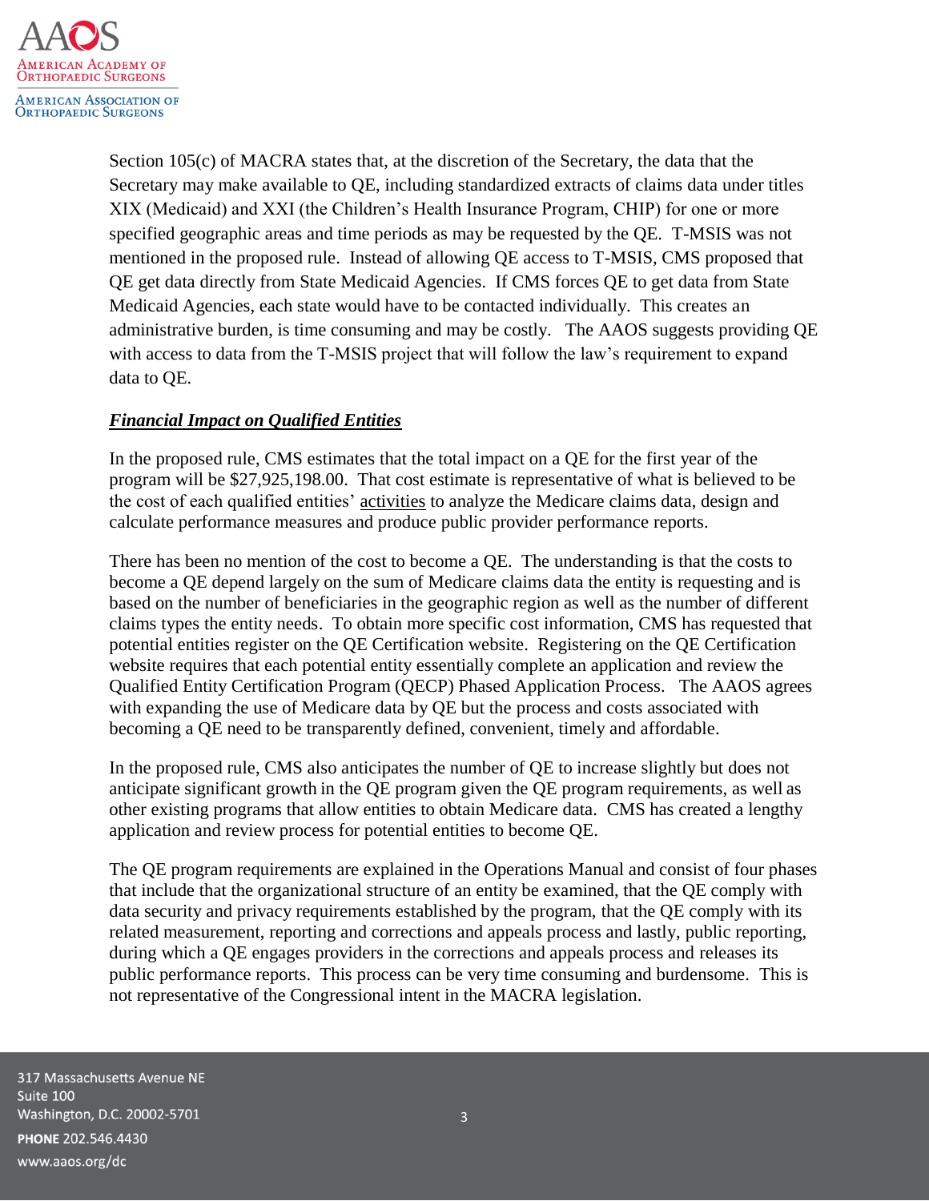Section 105(c) of MACRA states that, at the discretion of the Secretary, the data that the Secretary may make available to QE, including standardized extracts of claims data under titles XIX (Medicaid) and XXI (the Children's Health Insurance Program, CHIP) for one or more specified geographic areas and time periods as may be requested by the QE. T-MSIS was not mentioned in the proposed rule. Instead of allowing QE access to T-MSIS, CMS proposed that QE get data directly from State Medicaid Agencies. If CMS forces QE to get data from State Medicaid Agencies, each state would have to be contacted individually. This creates an administrative burden, is time consuming and may be costly. The AAOS suggests providing QE with access to data from the T-MSIS project that will follow the law's requirement to expand data to QE.

***Financial Impact on Qualified Entities***

In the proposed rule, CMS estimates that the total impact on a QE for the first year of the program will be $27,925,198.00. That cost estimate is representative of what is believed to be the cost of each qualified entities' activities to analyze the Medicare claims data, design and calculate performance measures and produce public provider performance reports.

There has been no mention of the cost to become a QE. The understanding is that the costs to become a QE depend largely on the sum of Medicare claims data the entity is requesting and is based on the number of beneficiaries in the geographic region as well as the number of different claims types the entity needs. To obtain more specific cost information, CMS has requested that potential entities register on the QE Certification website. Registering on the QE Certification website requires that each potential entity essentially complete an application and review the Qualified Entity Certification Program (QECP) Phased Application Process. The AAOS agrees with expanding the use of Medicare data by QE but the process and costs associated with becoming a QE need to be transparently defined, convenient, timely and affordable.

In the proposed rule, CMS also anticipates the number of QE to increase slightly but does not anticipate significant growth in the QE program given the QE program requirements, as well as other existing programs that allow entities to obtain Medicare data. CMS has created a lengthy application and review process for potential entities to become QE.

The QE program requirements are explained in the Operations Manual and consist of four phases that include that the organizational structure of an entity be examined, that the QE comply with data security and privacy requirements established by the program, that the QE comply with its related measurement, reporting and corrections and appeals process and lastly, public reporting, during which a QE engages providers in the corrections and appeals process and releases its public performance reports. This process can be very time consuming and burdensome. This is not representative of the Congressional intent in the MACRA legislation.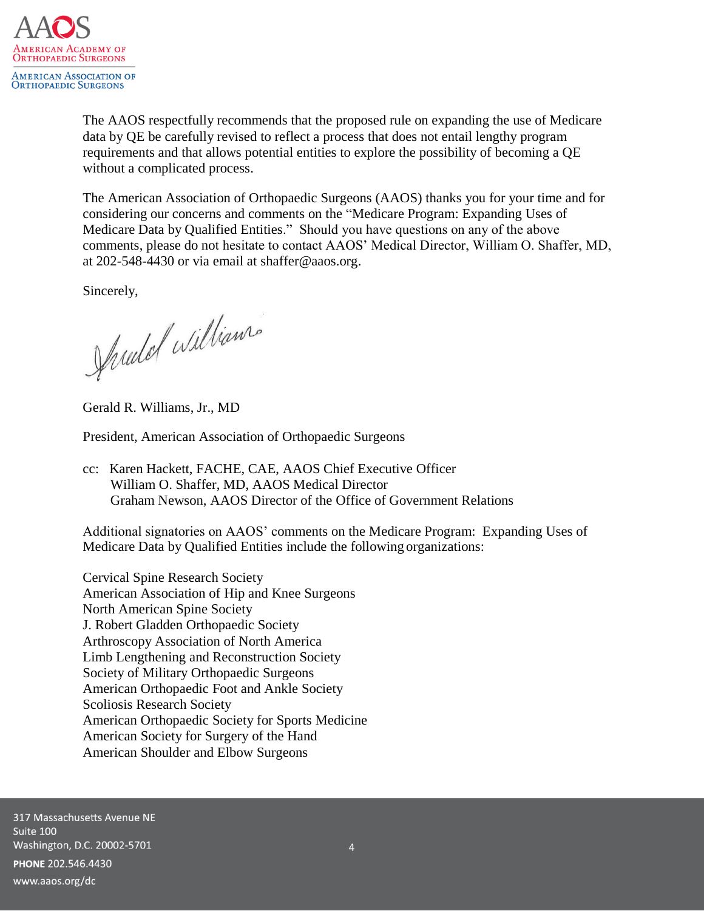The AAOS respectfully recommends that the proposed rule on expanding the use of Medicare data by QE be carefully revised to reflect a process that does not entail lengthy program requirements and that allows potential entities to explore the possibility of becoming a QE without a complicated process.

The American Association of Orthopaedic Surgeons (AAOS) thanks you for your time and for considering our concerns and comments on the "Medicare Program: Expanding Uses of Medicare Data by Qualified Entities." Should you have questions on any of the above comments, please do not hesitate to contact AAOS' Medical Director, William O. Shaffer, MD, at 202-548-4430 or via email at shaffer@aaos.org.

Sincerely,

Gerald R. Williams, Jr., MD

President, American Association of Orthopaedic Surgeons

cc: Karen Hackett, FACHE, CAE, AAOS Chief Executive Officer
William O. Shaffer, MD, AAOS Medical Director
Graham Newson, AAOS Director of the Office of Government Relations

Additional signatories on AAOS' comments on the Medicare Program: Expanding Uses of Medicare Data by Qualified Entities include the following organizations:

Cervical Spine Research Society
American Association of Hip and Knee Surgeons
North American Spine Society
J. Robert Gladden Orthopaedic Society
Arthroscopy Association of North America
Limb Lengthening and Reconstruction Society
Society of Military Orthopaedic Surgeons
American Orthopaedic Foot and Ankle Society
Scoliosis Research Society
American Orthopaedic Society for Sports Medicine
American Society for Surgery of the Hand
American Shoulder and Elbow Surgeons